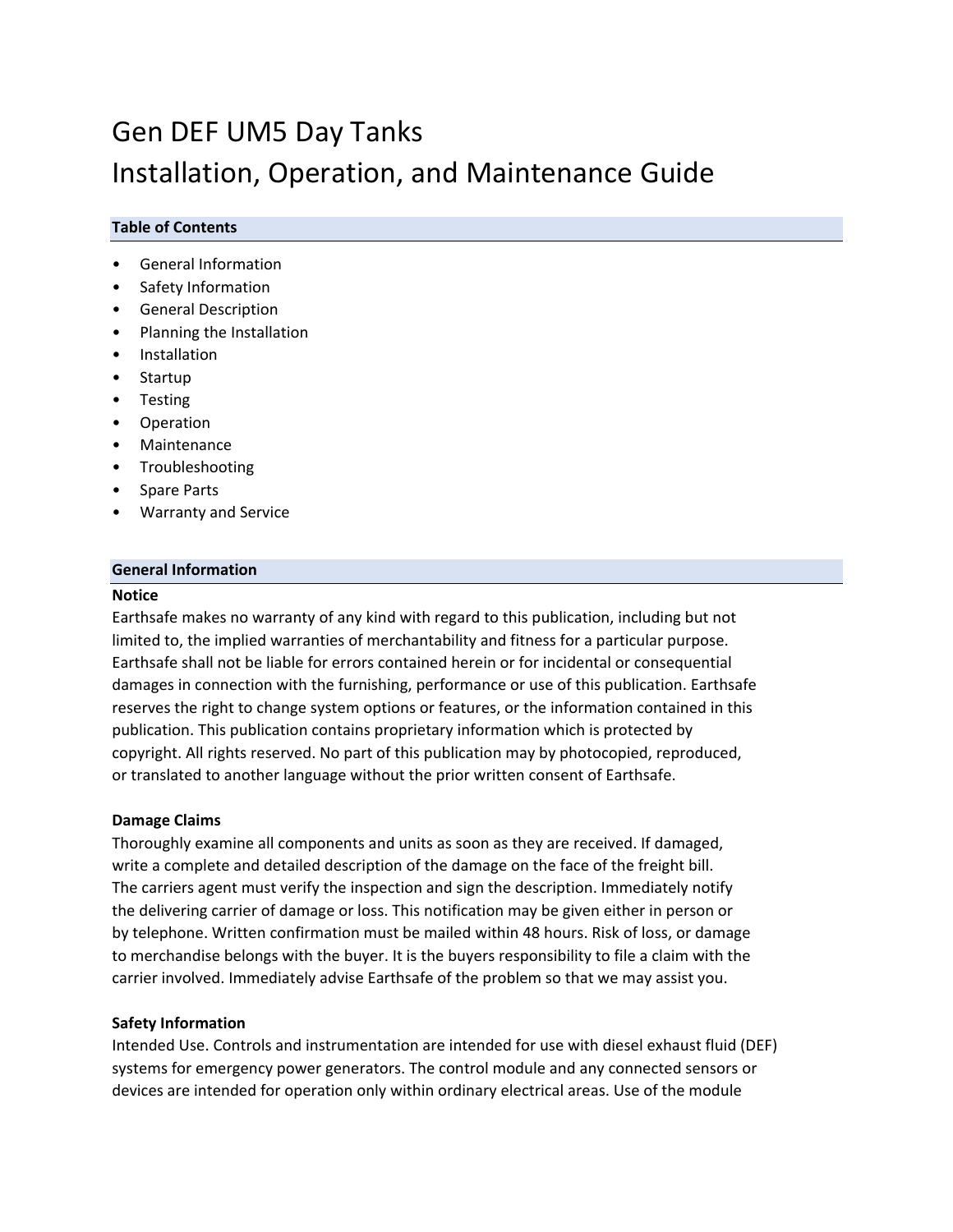# Gen DEF UM5 Day Tanks
# Installation, Operation, and Maintenance Guide

## Table of Contents

- General Information
- Safety Information
- General Description
- Planning the Installation
- Installation
- Startup
- Testing
- Operation
- Maintenance
- Troubleshooting
- Spare Parts
- Warranty and Service

## General Information

**Notice**

Earthsafe makes no warranty of any kind with regard to this publication, including but not limited to, the implied warranties of merchantability and fitness for a particular purpose. Earthsafe shall not be liable for errors contained herein or for incidental or consequential damages in connection with the furnishing, performance or use of this publication. Earthsafe reserves the right to change system options or features, or the information contained in this publication. This publication contains proprietary information which is protected by copyright. All rights reserved. No part of this publication may by photocopied, reproduced, or translated to another language without the prior written consent of Earthsafe.

**Damage Claims**

Thoroughly examine all components and units as soon as they are received. If damaged, write a complete and detailed description of the damage on the face of the freight bill. The carriers agent must verify the inspection and sign the description. Immediately notify the delivering carrier of damage or loss. This notification may be given either in person or by telephone. Written confirmation must be mailed within 48 hours. Risk of loss, or damage to merchandise belongs with the buyer. It is the buyers responsibility to file a claim with the carrier involved. Immediately advise Earthsafe of the problem so that we may assist you.

**Safety Information**

Intended Use. Controls and instrumentation are intended for use with diesel exhaust fluid (DEF) systems for emergency power generators. The control module and any connected sensors or devices are intended for operation only within ordinary electrical areas. Use of the module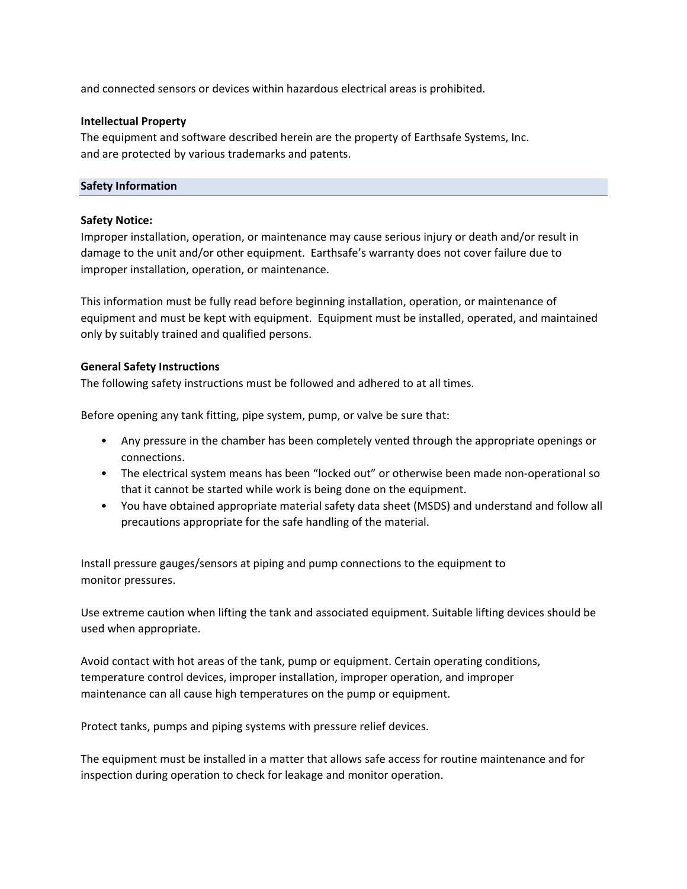and connected sensors or devices within hazardous electrical areas is prohibited.

**Intellectual Property**

The equipment and software described herein are the property of Earthsafe Systems, Inc. and are protected by various trademarks and patents.

## Safety Information

**Safety Notice:**

Improper installation, operation, or maintenance may cause serious injury or death and/or result in damage to the unit and/or other equipment. Earthsafe's warranty does not cover failure due to improper installation, operation, or maintenance.

This information must be fully read before beginning installation, operation, or maintenance of equipment and must be kept with equipment. Equipment must be installed, operated, and maintained only by suitably trained and qualified persons.

**General Safety Instructions**

The following safety instructions must be followed and adhered to at all times.

Before opening any tank fitting, pipe system, pump, or valve be sure that:

- Any pressure in the chamber has been completely vented through the appropriate openings or connections.
- The electrical system means has been "locked out" or otherwise been made non-operational so that it cannot be started while work is being done on the equipment.
- You have obtained appropriate material safety data sheet (MSDS) and understand and follow all precautions appropriate for the safe handling of the material.

Install pressure gauges/sensors at piping and pump connections to the equipment to monitor pressures.

Use extreme caution when lifting the tank and associated equipment. Suitable lifting devices should be used when appropriate.

Avoid contact with hot areas of the tank, pump or equipment. Certain operating conditions, temperature control devices, improper installation, improper operation, and improper maintenance can all cause high temperatures on the pump or equipment.

Protect tanks, pumps and piping systems with pressure relief devices.

The equipment must be installed in a matter that allows safe access for routine maintenance and for inspection during operation to check for leakage and monitor operation.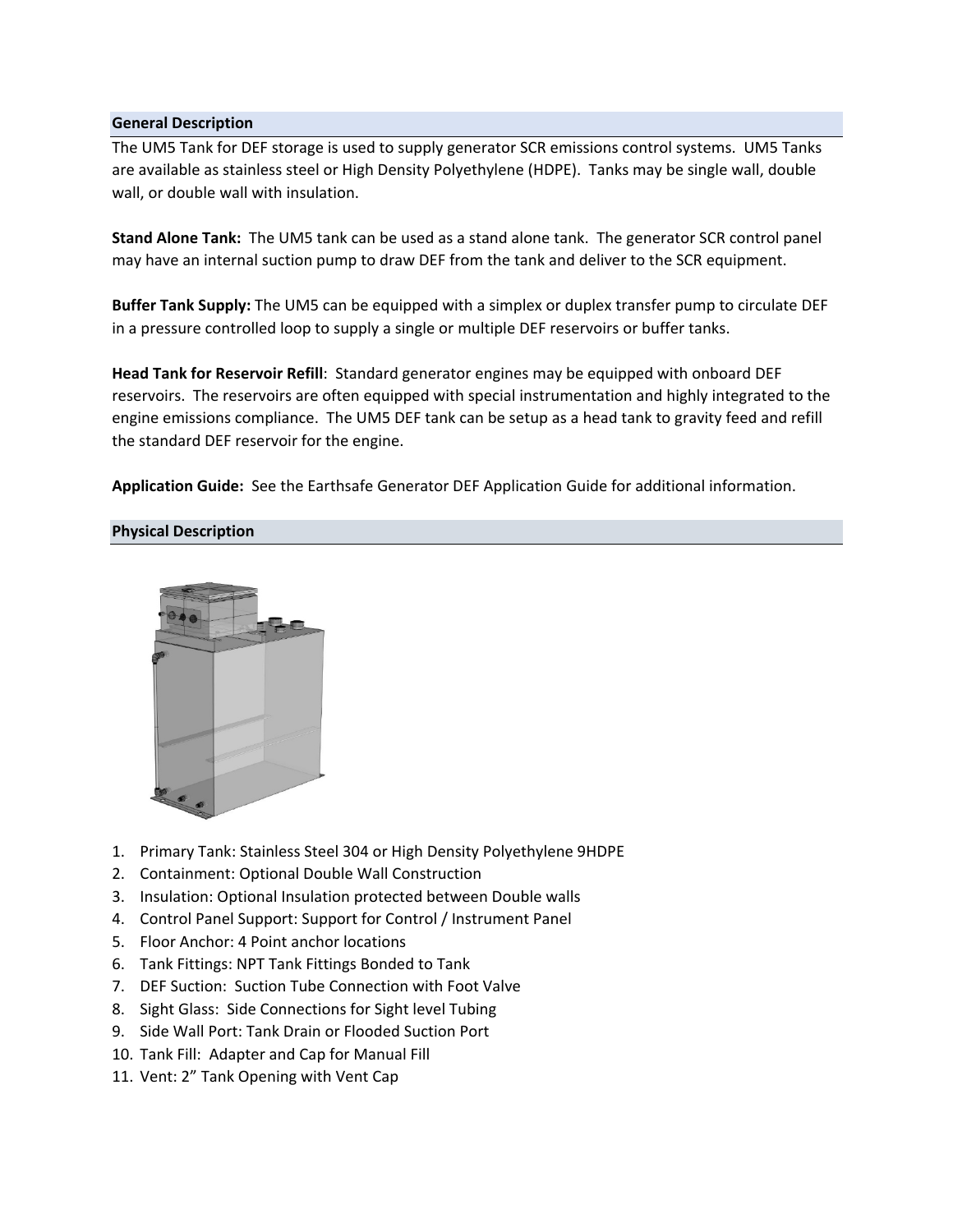## General Description

The UM5 Tank for DEF storage is used to supply generator SCR emissions control systems. UM5 Tanks are available as stainless steel or High Density Polyethylene (HDPE). Tanks may be single wall, double wall, or double wall with insulation.

**Stand Alone Tank:** The UM5 tank can be used as a stand alone tank. The generator SCR control panel may have an internal suction pump to draw DEF from the tank and deliver to the SCR equipment.

**Buffer Tank Supply:** The UM5 can be equipped with a simplex or duplex transfer pump to circulate DEF in a pressure controlled loop to supply a single or multiple DEF reservoirs or buffer tanks.

**Head Tank for Reservoir Refill**: Standard generator engines may be equipped with onboard DEF reservoirs. The reservoirs are often equipped with special instrumentation and highly integrated to the engine emissions compliance. The UM5 DEF tank can be setup as a head tank to gravity feed and refill the standard DEF reservoir for the engine.

**Application Guide:** See the Earthsafe Generator DEF Application Guide for additional information.

## Physical Description

1. Primary Tank: Stainless Steel 304 or High Density Polyethylene 9HDPE
2. Containment: Optional Double Wall Construction
3. Insulation: Optional Insulation protected between Double walls
4. Control Panel Support: Support for Control / Instrument Panel
5. Floor Anchor: 4 Point anchor locations
6. Tank Fittings: NPT Tank Fittings Bonded to Tank
7. DEF Suction: Suction Tube Connection with Foot Valve
8. Sight Glass: Side Connections for Sight level Tubing
9. Side Wall Port: Tank Drain or Flooded Suction Port
10. Tank Fill: Adapter and Cap for Manual Fill
11. Vent: 2" Tank Opening with Vent Cap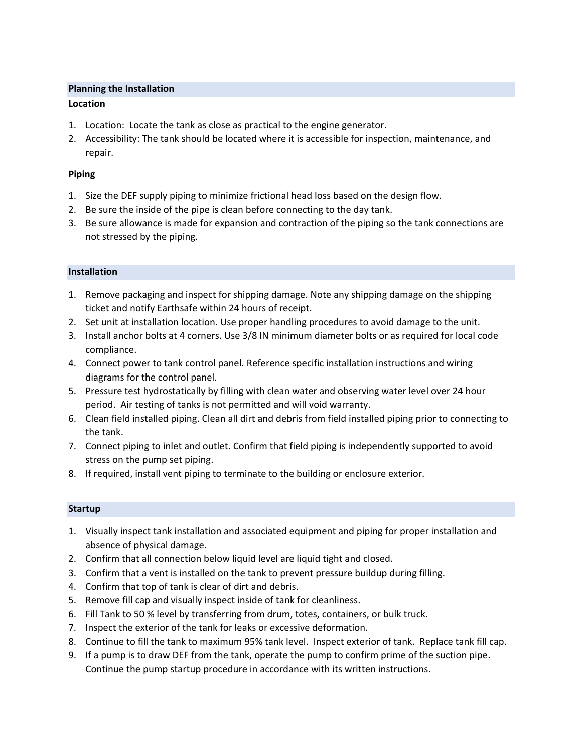## Planning the Installation

### Location

1. Location: Locate the tank as close as practical to the engine generator.
2. Accessibility: The tank should be located where it is accessible for inspection, maintenance, and repair.

### Piping

1. Size the DEF supply piping to minimize frictional head loss based on the design flow.
2. Be sure the inside of the pipe is clean before connecting to the day tank.
3. Be sure allowance is made for expansion and contraction of the piping so the tank connections are not stressed by the piping.

## Installation

1. Remove packaging and inspect for shipping damage. Note any shipping damage on the shipping ticket and notify Earthsafe within 24 hours of receipt.
2. Set unit at installation location. Use proper handling procedures to avoid damage to the unit.
3. Install anchor bolts at 4 corners. Use 3/8 IN minimum diameter bolts or as required for local code compliance.
4. Connect power to tank control panel. Reference specific installation instructions and wiring diagrams for the control panel.
5. Pressure test hydrostatically by filling with clean water and observing water level over 24 hour period. Air testing of tanks is not permitted and will void warranty.
6. Clean field installed piping. Clean all dirt and debris from field installed piping prior to connecting to the tank.
7. Connect piping to inlet and outlet. Confirm that field piping is independently supported to avoid stress on the pump set piping.
8. If required, install vent piping to terminate to the building or enclosure exterior.

## Startup

1. Visually inspect tank installation and associated equipment and piping for proper installation and absence of physical damage.
2. Confirm that all connection below liquid level are liquid tight and closed.
3. Confirm that a vent is installed on the tank to prevent pressure buildup during filling.
4. Confirm that top of tank is clear of dirt and debris.
5. Remove fill cap and visually inspect inside of tank for cleanliness.
6. Fill Tank to 50 % level by transferring from drum, totes, containers, or bulk truck.
7. Inspect the exterior of the tank for leaks or excessive deformation.
8. Continue to fill the tank to maximum 95% tank level. Inspect exterior of tank. Replace tank fill cap.
9. If a pump is to draw DEF from the tank, operate the pump to confirm prime of the suction pipe. Continue the pump startup procedure in accordance with its written instructions.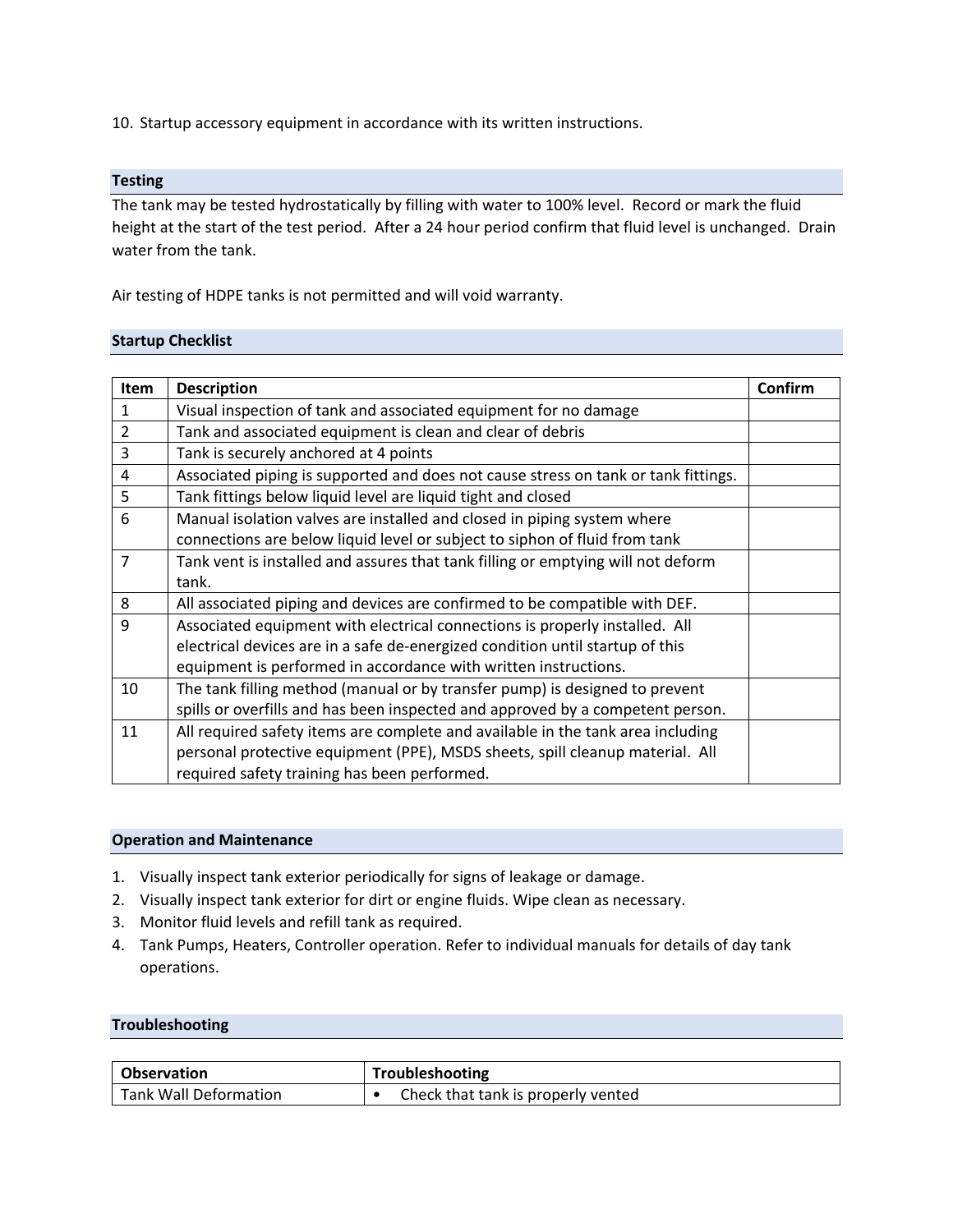10. Startup accessory equipment in accordance with its written instructions.

## Testing

The tank may be tested hydrostatically by filling with water to 100% level. Record or mark the fluid height at the start of the test period. After a 24 hour period confirm that fluid level is unchanged. Drain water from the tank.

Air testing of HDPE tanks is not permitted and will void warranty.

## Startup Checklist

| Item | Description | Confirm |
|---|---|---|
| 1 | Visual inspection of tank and associated equipment for no damage | |
| 2 | Tank and associated equipment is clean and clear of debris | |
| 3 | Tank is securely anchored at 4 points | |
| 4 | Associated piping is supported and does not cause stress on tank or tank fittings. | |
| 5 | Tank fittings below liquid level are liquid tight and closed | |
| 6 | Manual isolation valves are installed and closed in piping system where connections are below liquid level or subject to siphon of fluid from tank | |
| 7 | Tank vent is installed and assures that tank filling or emptying will not deform tank. | |
| 8 | All associated piping and devices are confirmed to be compatible with DEF. | |
| 9 | Associated equipment with electrical connections is properly installed. All electrical devices are in a safe de-energized condition until startup of this equipment is performed in accordance with written instructions. | |
| 10 | The tank filling method (manual or by transfer pump) is designed to prevent spills or overfills and has been inspected and approved by a competent person. | |
| 11 | All required safety items are complete and available in the tank area including personal protective equipment (PPE), MSDS sheets, spill cleanup material. All required safety training has been performed. | |

## Operation and Maintenance

1. Visually inspect tank exterior periodically for signs of leakage or damage.
2. Visually inspect tank exterior for dirt or engine fluids. Wipe clean as necessary.
3. Monitor fluid levels and refill tank as required.
4. Tank Pumps, Heaters, Controller operation. Refer to individual manuals for details of day tank operations.

## Troubleshooting

| Observation | Troubleshooting |
|---|---|
| Tank Wall Deformation | • Check that tank is properly vented |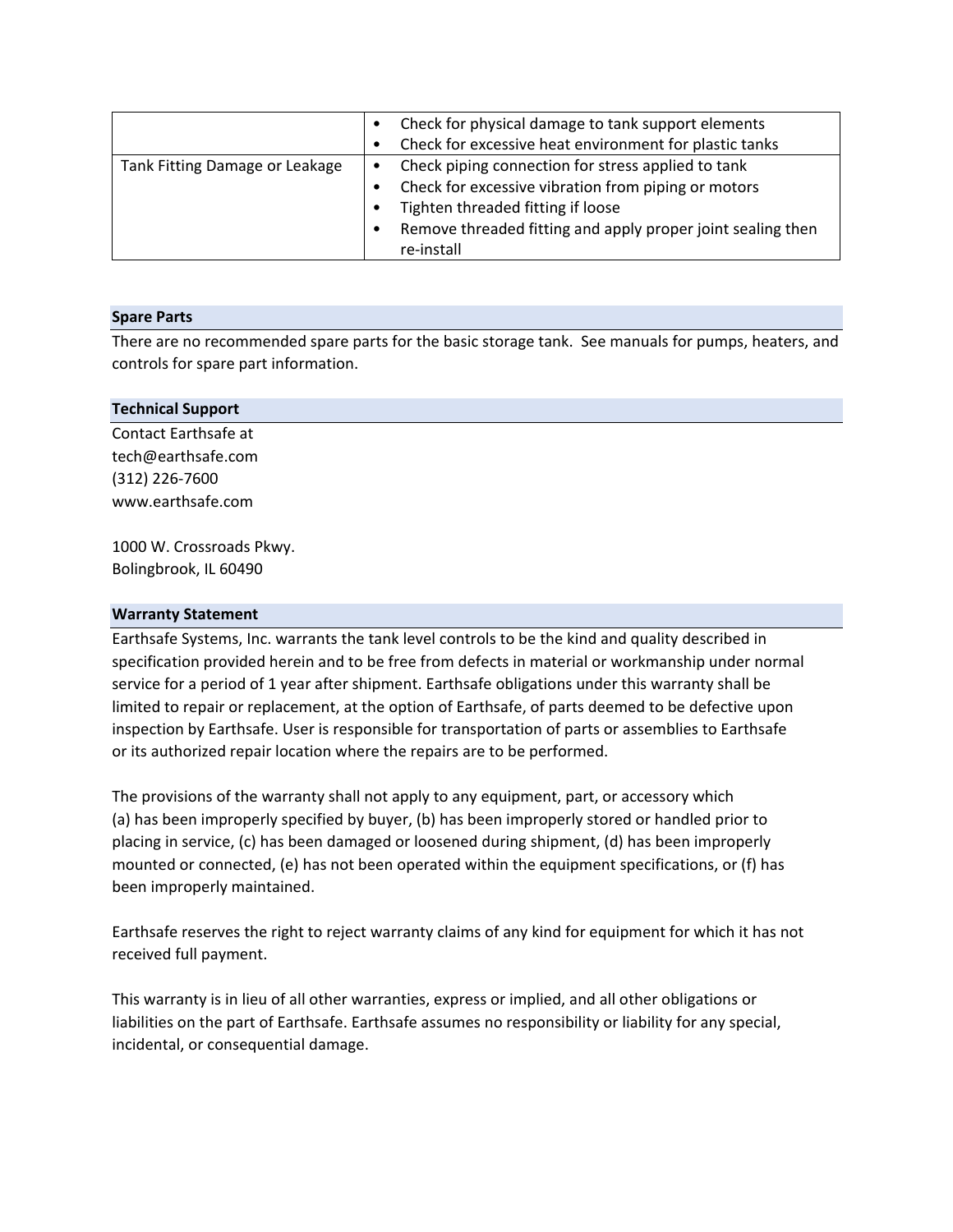| | |
|---|---|
| | • Check for physical damage to tank support elements<br>• Check for excessive heat environment for plastic tanks |
| Tank Fitting Damage or Leakage | • Check piping connection for stress applied to tank<br>• Check for excessive vibration from piping or motors<br>• Tighten threaded fitting if loose<br>• Remove threaded fitting and apply proper joint sealing then re-install |

## Spare Parts

There are no recommended spare parts for the basic storage tank. See manuals for pumps, heaters, and controls for spare part information.

## Technical Support

Contact Earthsafe at
tech@earthsafe.com
(312) 226-7600
www.earthsafe.com

1000 W. Crossroads Pkwy.
Bolingbrook, IL 60490

## Warranty Statement

Earthsafe Systems, Inc. warrants the tank level controls to be the kind and quality described in specification provided herein and to be free from defects in material or workmanship under normal service for a period of 1 year after shipment. Earthsafe obligations under this warranty shall be limited to repair or replacement, at the option of Earthsafe, of parts deemed to be defective upon inspection by Earthsafe. User is responsible for transportation of parts or assemblies to Earthsafe or its authorized repair location where the repairs are to be performed.

The provisions of the warranty shall not apply to any equipment, part, or accessory which (a) has been improperly specified by buyer, (b) has been improperly stored or handled prior to placing in service, (c) has been damaged or loosened during shipment, (d) has been improperly mounted or connected, (e) has not been operated within the equipment specifications, or (f) has been improperly maintained.

Earthsafe reserves the right to reject warranty claims of any kind for equipment for which it has not received full payment.

This warranty is in lieu of all other warranties, express or implied, and all other obligations or liabilities on the part of Earthsafe. Earthsafe assumes no responsibility or liability for any special, incidental, or consequential damage.